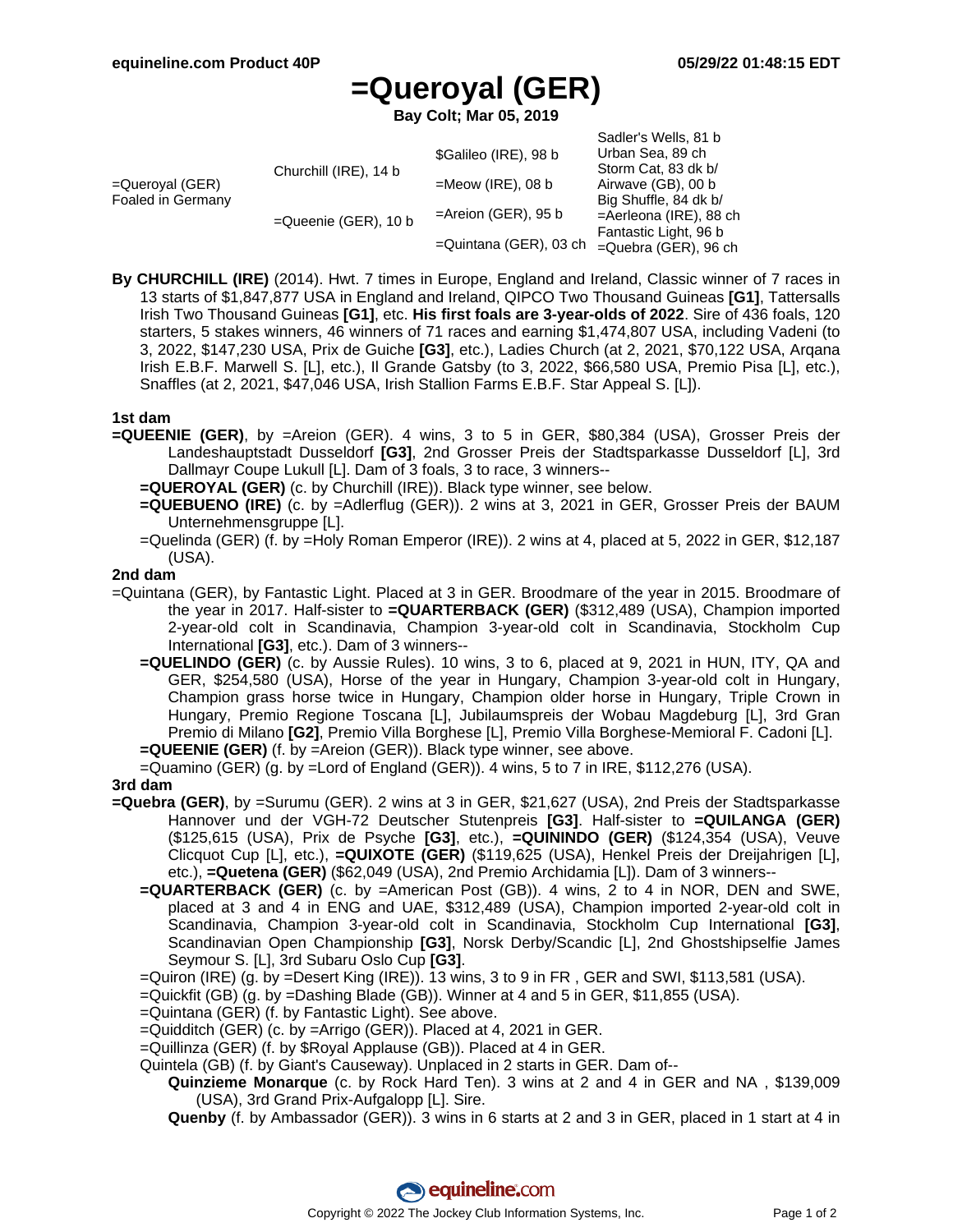# =Queroyal (GER)

**Bay Colt; Mar 05, 2019**

| | | | |
|---|---|---|---|
| =Queroyal (GER) Foaled in Germany | Churchill (IRE), 14 b | $Galileo (IRE), 98 b | Sadler's Wells, 81 b |
| | | | Urban Sea, 89 ch |
| | | =Meow (IRE), 08 b | Storm Cat, 83 dk b/ |
| | | | Airwave (GB), 00 b |
| | =Queenie (GER), 10 b | =Areion (GER), 95 b | Big Shuffle, 84 dk b/ |
| | | | =Aerleona (IRE), 88 ch |
| | | =Quintana (GER), 03 ch | Fantastic Light, 96 b |
| | | | =Quebra (GER), 96 ch |

**By CHURCHILL (IRE)** (2014). Hwt. 7 times in Europe, England and Ireland, Classic winner of 7 races in 13 starts of $1,847,877 USA in England and Ireland, QIPCO Two Thousand Guineas **[G1]**, Tattersalls Irish Two Thousand Guineas **[G1]**, etc. **His first foals are 3-year-olds of 2022**. Sire of 436 foals, 120 starters, 5 stakes winners, 46 winners of 71 races and earning $1,474,807 USA, including Vadeni (to 3, 2022, $147,230 USA, Prix de Guiche **[G3]**, etc.), Ladies Church (at 2, 2021, $70,122 USA, Arqana Irish E.B.F. Marwell S. [L], etc.), Il Grande Gatsby (to 3, 2022, $66,580 USA, Premio Pisa [L], etc.), Snaffles (at 2, 2021, $47,046 USA, Irish Stallion Farms E.B.F. Star Appeal S. [L]).

### 1st dam

**=QUEENIE (GER)**, by =Areion (GER). 4 wins, 3 to 5 in GER, $80,384 (USA), Grosser Preis der Landeshauptstadt Dusseldorf **[G3]**, 2nd Grosser Preis der Stadtsparkasse Dusseldorf [L], 3rd Dallmayr Coupe Lukull [L]. Dam of 3 foals, 3 to race, 3 winners--

- **=QUEROYAL (GER)** (c. by Churchill (IRE)). Black type winner, see below.
- **=QUEBUENO (IRE)** (c. by =Adlerflug (GER)). 2 wins at 3, 2021 in GER, Grosser Preis der BAUM Unternehmensgruppe [L].
- =Quelinda (GER) (f. by =Holy Roman Emperor (IRE)). 2 wins at 4, placed at 5, 2022 in GER, $12,187 (USA).

### 2nd dam

=Quintana (GER), by Fantastic Light. Placed at 3 in GER. Broodmare of the year in 2015. Broodmare of the year in 2017. Half-sister to **=QUARTERBACK (GER)** ($312,489 (USA), Champion imported 2-year-old colt in Scandinavia, Champion 3-year-old colt in Scandinavia, Stockholm Cup International **[G3]**, etc.). Dam of 3 winners--

- **=QUELINDO (GER)** (c. by Aussie Rules). 10 wins, 3 to 6, placed at 9, 2021 in HUN, ITY, QA and GER, $254,580 (USA), Horse of the year in Hungary, Champion 3-year-old colt in Hungary, Champion grass horse twice in Hungary, Champion older horse in Hungary, Triple Crown in Hungary, Premio Regione Toscana [L], Jubilaumspreis der Wobau Magdeburg [L], 3rd Gran Premio di Milano **[G2]**, Premio Villa Borghese [L], Premio Villa Borghese-Memioral F. Cadoni [L].
- **=QUEENIE (GER)** (f. by =Areion (GER)). Black type winner, see above.
- =Quamino (GER) (g. by =Lord of England (GER)). 4 wins, 5 to 7 in IRE, $112,276 (USA).

### 3rd dam

**=Quebra (GER)**, by =Surumu (GER). 2 wins at 3 in GER, $21,627 (USA), 2nd Preis der Stadtsparkasse Hannover und der VGH-72 Deutscher Stutenpreis **[G3]**. Half-sister to **=QUILANGA (GER)** ($125,615 (USA), Prix de Psyche **[G3]**, etc.), **=QUININDO (GER)** ($124,354 (USA), Veuve Clicquot Cup [L], etc.), **=QUIXOTE (GER)** ($119,625 (USA), Henkel Preis der Dreijahrigen [L], etc.), **=Quetena (GER)** ($62,049 (USA), 2nd Premio Archidamia [L]). Dam of 3 winners--

- **=QUARTERBACK (GER)** (c. by =American Post (GB)). 4 wins, 2 to 4 in NOR, DEN and SWE, placed at 3 and 4 in ENG and UAE, $312,489 (USA), Champion imported 2-year-old colt in Scandinavia, Champion 3-year-old colt in Scandinavia, Stockholm Cup International **[G3]**, Scandinavian Open Championship **[G3]**, Norsk Derby/Scandic [L], 2nd Ghostshipselfie James Seymour S. [L], 3rd Subaru Oslo Cup **[G3]**.
- =Quiron (IRE) (g. by =Desert King (IRE)). 13 wins, 3 to 9 in FR , GER and SWI, $113,581 (USA).
- =Quickfit (GB) (g. by =Dashing Blade (GB)). Winner at 4 and 5 in GER, $11,855 (USA).
- =Quintana (GER) (f. by Fantastic Light). See above.
- =Quidditch (GER) (c. by =Arrigo (GER)). Placed at 4, 2021 in GER.
- =Quillinza (GER) (f. by $Royal Applause (GB)). Placed at 4 in GER.
- Quintela (GB) (f. by Giant's Causeway). Unplaced in 2 starts in GER. Dam of--
  - **Quinzieme Monarque** (c. by Rock Hard Ten). 3 wins at 2 and 4 in GER and NA , $139,009 (USA), 3rd Grand Prix-Aufgalopp [L]. Sire.
  - **Quenby** (f. by Ambassador (GER)). 3 wins in 6 starts at 2 and 3 in GER, placed in 1 start at 4 in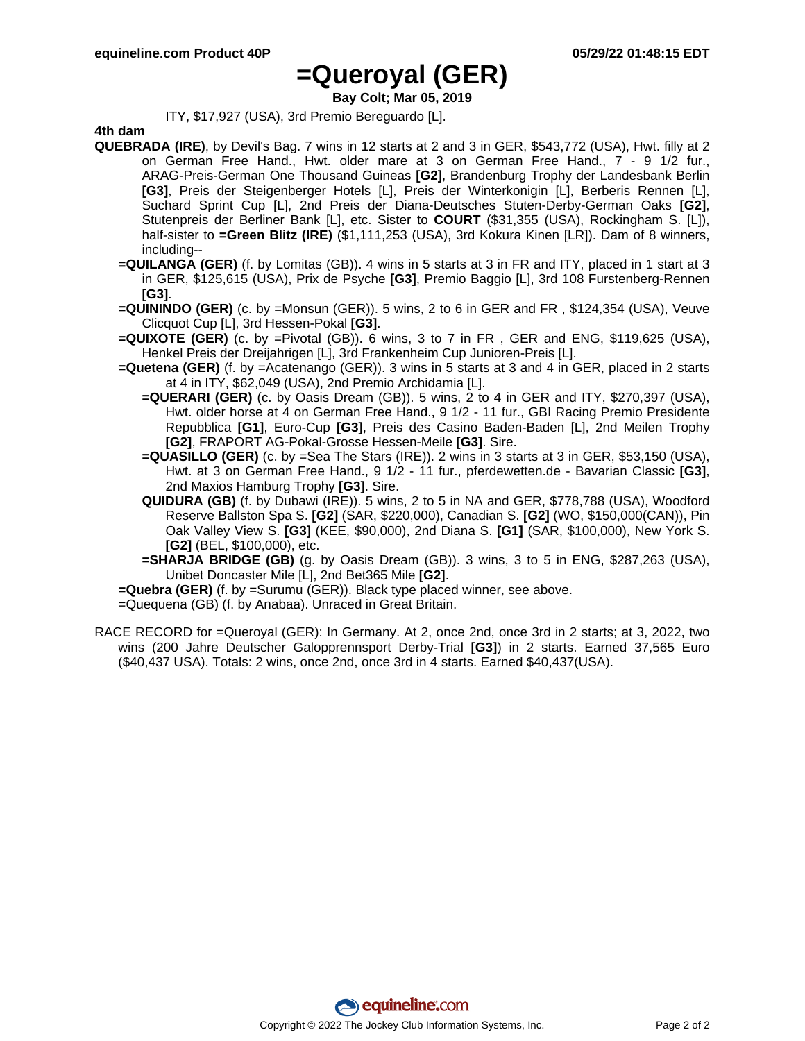# =Queroyal (GER)

**Bay Colt; Mar 05, 2019**

ITY, $17,927 (USA), 3rd Premio Bereguardo [L].

**4th dam**

**QUEBRADA (IRE)**, by Devil's Bag. 7 wins in 12 starts at 2 and 3 in GER, $543,772 (USA), Hwt. filly at 2 on German Free Hand., Hwt. older mare at 3 on German Free Hand., 7 - 9 1/2 fur., ARAG-Preis-German One Thousand Guineas **[G2]**, Brandenburg Trophy der Landesbank Berlin **[G3]**, Preis der Steigenberger Hotels [L], Preis der Winterkonigin [L], Berberis Rennen [L], Suchard Sprint Cup [L], 2nd Preis der Diana-Deutsches Stuten-Derby-German Oaks **[G2]**, Stutenpreis der Berliner Bank [L], etc. Sister to **COURT** ($31,355 (USA), Rockingham S. [L]), half-sister to **=Green Blitz (IRE)** ($1,111,253 (USA), 3rd Kokura Kinen [LR]). Dam of 8 winners, including--

- **=QUILANGA (GER)** (f. by Lomitas (GB)). 4 wins in 5 starts at 3 in FR and ITY, placed in 1 start at 3 in GER, $125,615 (USA), Prix de Psyche **[G3]**, Premio Baggio [L], 3rd 108 Furstenberg-Rennen **[G3]**.
- **=QUININDO (GER)** (c. by =Monsun (GER)). 5 wins, 2 to 6 in GER and FR , $124,354 (USA), Veuve Clicquot Cup [L], 3rd Hessen-Pokal **[G3]**.
- **=QUIXOTE (GER)** (c. by =Pivotal (GB)). 6 wins, 3 to 7 in FR , GER and ENG, $119,625 (USA), Henkel Preis der Dreijahrigen [L], 3rd Frankenheim Cup Junioren-Preis [L].
- **=Quetena (GER)** (f. by =Acatenango (GER)). 3 wins in 5 starts at 3 and 4 in GER, placed in 2 starts at 4 in ITY, $62,049 (USA), 2nd Premio Archidamia [L].
  - **=QUERARI (GER)** (c. by Oasis Dream (GB)). 5 wins, 2 to 4 in GER and ITY, $270,397 (USA), Hwt. older horse at 4 on German Free Hand., 9 1/2 - 11 fur., GBI Racing Premio Presidente Repubblica **[G1]**, Euro-Cup **[G3]**, Preis des Casino Baden-Baden [L], 2nd Meilen Trophy **[G2]**, FRAPORT AG-Pokal-Grosse Hessen-Meile **[G3]**. Sire.
  - **=QUASILLO (GER)** (c. by =Sea The Stars (IRE)). 2 wins in 3 starts at 3 in GER, $53,150 (USA), Hwt. at 3 on German Free Hand., 9 1/2 - 11 fur., pferdewetten.de - Bavarian Classic **[G3]**, 2nd Maxios Hamburg Trophy **[G3]**. Sire.
  - **QUIDURA (GB)** (f. by Dubawi (IRE)). 5 wins, 2 to 5 in NA and GER, $778,788 (USA), Woodford Reserve Ballston Spa S. **[G2]** (SAR, $220,000), Canadian S. **[G2]** (WO, $150,000(CAN)), Pin Oak Valley View S. **[G3]** (KEE, $90,000), 2nd Diana S. **[G1]** (SAR, $100,000), New York S. **[G2]** (BEL, $100,000), etc.
  - **=SHARJA BRIDGE (GB)** (g. by Oasis Dream (GB)). 3 wins, 3 to 5 in ENG, $287,263 (USA), Unibet Doncaster Mile [L], 2nd Bet365 Mile **[G2]**.
- **=Quebra (GER)** (f. by =Surumu (GER)). Black type placed winner, see above.
- =Quequena (GB) (f. by Anabaa). Unraced in Great Britain.

RACE RECORD for =Queroyal (GER): In Germany. At 2, once 2nd, once 3rd in 2 starts; at 3, 2022, two wins (200 Jahre Deutscher Galopprennsport Derby-Trial **[G3]**) in 2 starts. Earned 37,565 Euro ($40,437 USA). Totals: 2 wins, once 2nd, once 3rd in 4 starts. Earned $40,437(USA).